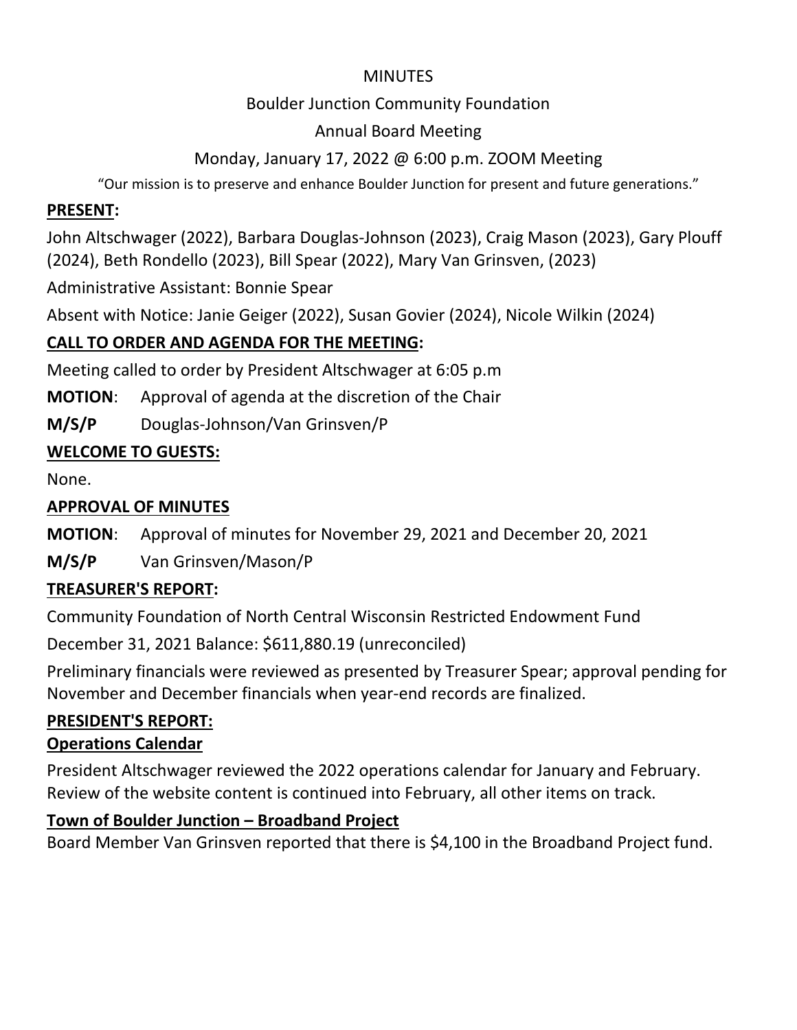MINUTES

Boulder Junction Community Foundation

Annual Board Meeting

Monday, January 17, 2022 @ 6:00 p.m. ZOOM Meeting

"Our mission is to preserve and enhance Boulder Junction for present and future generations."

**PRESENT:**

John Altschwager (2022), Barbara Douglas-Johnson (2023), Craig Mason (2023), Gary Plouff (2024), Beth Rondello (2023), Bill Spear (2022), Mary Van Grinsven, (2023)

Administrative Assistant: Bonnie Spear

Absent with Notice: Janie Geiger (2022), Susan Govier (2024), Nicole Wilkin (2024)

**CALL TO ORDER AND AGENDA FOR THE MEETING:**

Meeting called to order by President Altschwager at 6:05 p.m

**MOTION**: Approval of agenda at the discretion of the Chair

**M/S/P** Douglas-Johnson/Van Grinsven/P

**WELCOME TO GUESTS:**

None.

**APPROVAL OF MINUTES**

**MOTION**: Approval of minutes for November 29, 2021 and December 20, 2021

**M/S/P** Van Grinsven/Mason/P

**TREASURER'S REPORT:**

Community Foundation of North Central Wisconsin Restricted Endowment Fund

December 31, 2021 Balance: $611,880.19 (unreconciled)

Preliminary financials were reviewed as presented by Treasurer Spear; approval pending for November and December financials when year-end records are finalized.

**PRESIDENT'S REPORT:**

**Operations Calendar**

President Altschwager reviewed the 2022 operations calendar for January and February. Review of the website content is continued into February, all other items on track.

**Town of Boulder Junction – Broadband Project**

Board Member Van Grinsven reported that there is $4,100 in the Broadband Project fund.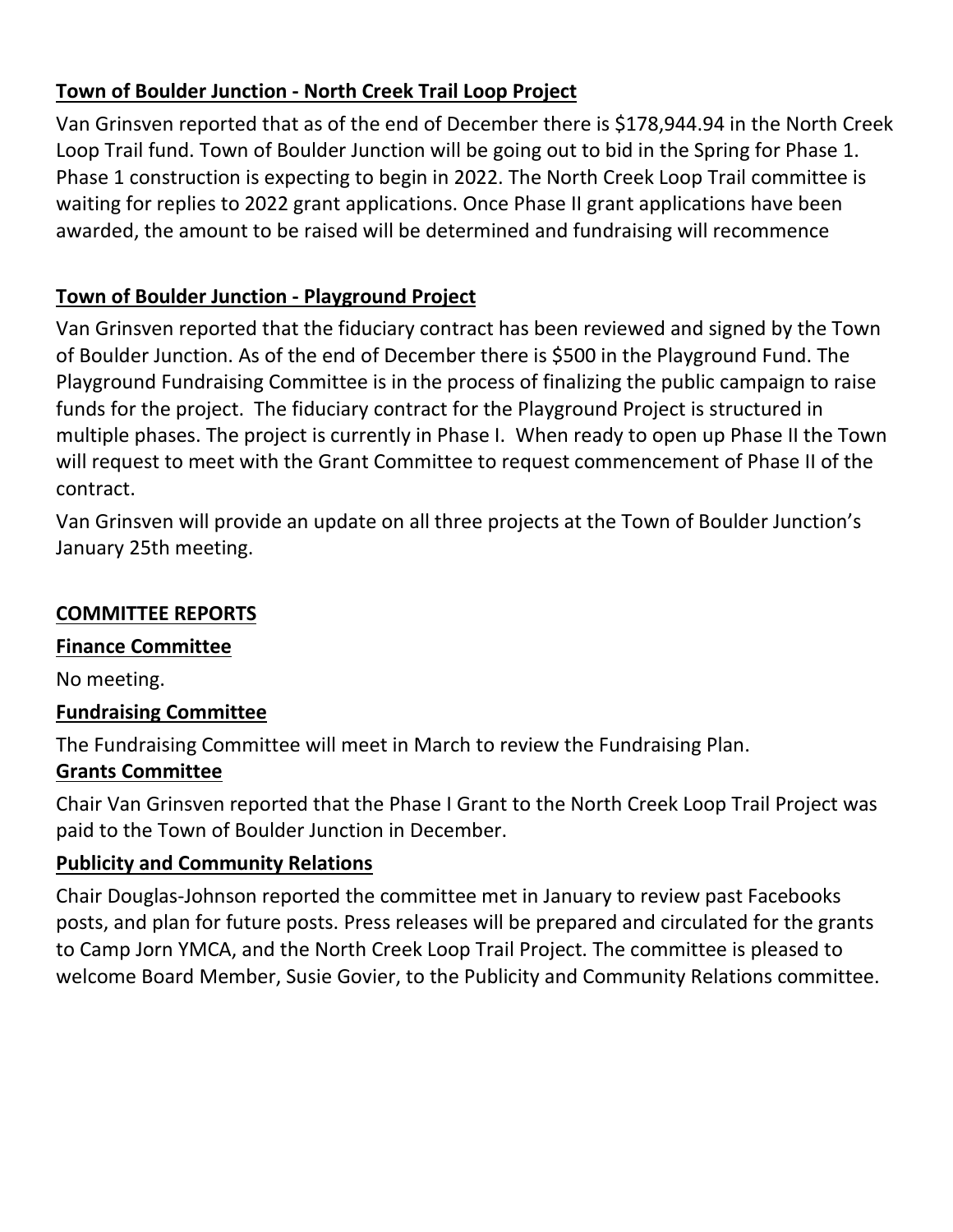**Town of Boulder Junction - North Creek Trail Loop Project**

Van Grinsven reported that as of the end of December there is $178,944.94 in the North Creek Loop Trail fund. Town of Boulder Junction will be going out to bid in the Spring for Phase 1. Phase 1 construction is expecting to begin in 2022. The North Creek Loop Trail committee is waiting for replies to 2022 grant applications. Once Phase II grant applications have been awarded, the amount to be raised will be determined and fundraising will recommence

**Town of Boulder Junction - Playground Project**

Van Grinsven reported that the fiduciary contract has been reviewed and signed by the Town of Boulder Junction. As of the end of December there is $500 in the Playground Fund. The Playground Fundraising Committee is in the process of finalizing the public campaign to raise funds for the project. The fiduciary contract for the Playground Project is structured in multiple phases. The project is currently in Phase I. When ready to open up Phase II the Town will request to meet with the Grant Committee to request commencement of Phase II of the contract.

Van Grinsven will provide an update on all three projects at the Town of Boulder Junction's January 25th meeting.

**COMMITTEE REPORTS**

**Finance Committee**

No meeting.

**Fundraising Committee**

The Fundraising Committee will meet in March to review the Fundraising Plan.

**Grants Committee**

Chair Van Grinsven reported that the Phase I Grant to the North Creek Loop Trail Project was paid to the Town of Boulder Junction in December.

**Publicity and Community Relations**

Chair Douglas-Johnson reported the committee met in January to review past Facebooks posts, and plan for future posts. Press releases will be prepared and circulated for the grants to Camp Jorn YMCA, and the North Creek Loop Trail Project. The committee is pleased to welcome Board Member, Susie Govier, to the Publicity and Community Relations committee.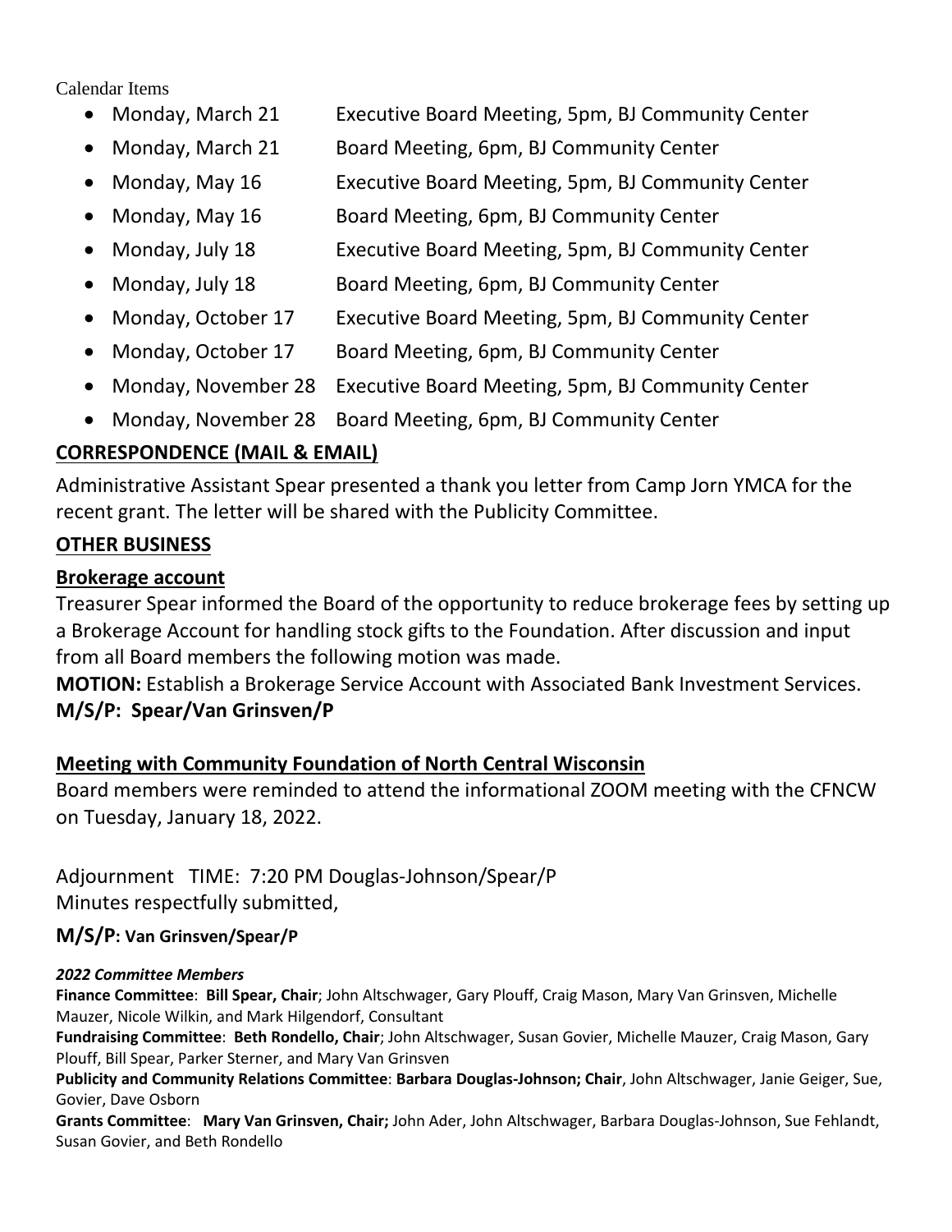Calendar Items

- Monday, March 21 Executive Board Meeting, 5pm, BJ Community Center
- Monday, March 21 Board Meeting, 6pm, BJ Community Center
- Monday, May 16 Executive Board Meeting, 5pm, BJ Community Center
- Monday, May 16 Board Meeting, 6pm, BJ Community Center
- Monday, July 18 Executive Board Meeting, 5pm, BJ Community Center
- Monday, July 18 Board Meeting, 6pm, BJ Community Center
- Monday, October 17 Executive Board Meeting, 5pm, BJ Community Center
- Monday, October 17 Board Meeting, 6pm, BJ Community Center
- Monday, November 28 Executive Board Meeting, 5pm, BJ Community Center
- Monday, November 28 Board Meeting, 6pm, BJ Community Center

## CORRESPONDENCE (MAIL & EMAIL)

Administrative Assistant Spear presented a thank you letter from Camp Jorn YMCA for the recent grant. The letter will be shared with the Publicity Committee.

## OTHER BUSINESS

### Brokerage account

Treasurer Spear informed the Board of the opportunity to reduce brokerage fees by setting up a Brokerage Account for handling stock gifts to the Foundation. After discussion and input from all Board members the following motion was made.

**MOTION:** Establish a Brokerage Service Account with Associated Bank Investment Services.
**M/S/P: Spear/Van Grinsven/P**

### Meeting with Community Foundation of North Central Wisconsin

Board members were reminded to attend the informational ZOOM meeting with the CFNCW on Tuesday, January 18, 2022.

Adjournment TIME: 7:20 PM Douglas-Johnson/Spear/P
Minutes respectfully submitted,

**M/S/P: Van Grinsven/Spear/P**

***2022 Committee Members***

**Finance Committee**: **Bill Spear, Chair**; John Altschwager, Gary Plouff, Craig Mason, Mary Van Grinsven, Michelle Mauzer, Nicole Wilkin, and Mark Hilgendorf, Consultant

**Fundraising Committee**: **Beth Rondello, Chair**; John Altschwager, Susan Govier, Michelle Mauzer, Craig Mason, Gary Plouff, Bill Spear, Parker Sterner, and Mary Van Grinsven

**Publicity and Community Relations Committee**: **Barbara Douglas-Johnson; Chair**, John Altschwager, Janie Geiger, Sue, Govier, Dave Osborn

**Grants Committee**: **Mary Van Grinsven, Chair;** John Ader, John Altschwager, Barbara Douglas-Johnson, Sue Fehlandt, Susan Govier, and Beth Rondello